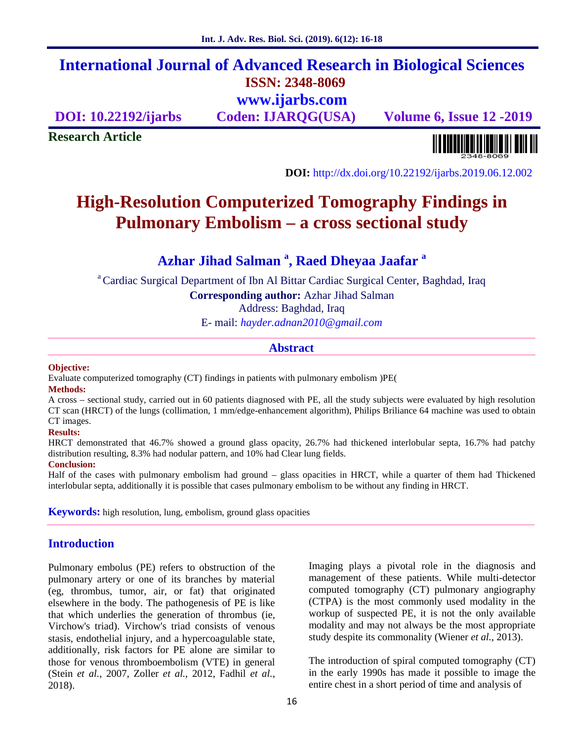# International Journal of Advanced Research in Biological Sciences

**ISSN: 2348-8069**

**www.ijarbs.com**

**DOI: 10.22192/ijarbs** **Coden: IJARQG(USA)** **Volume 6, Issue 12 -2019**

**Research Article**

**DOI:** http://dx.doi.org/10.22192/ijarbs.2019.06.12.002

# High-Resolution Computerized Tomography Findings in Pulmonary Embolism – a cross sectional study

## Azhar Jihad Salman [a], Raed Dheyaa Jaafar [a]

[a] Cardiac Surgical Department of Ibn Al Bittar Cardiac Surgical Center, Baghdad, Iraq

**Corresponding author:** Azhar Jihad Salman

Address: Baghdad, Iraq

E- mail: *hayder.adnan2010@gmail.com*

## Abstract

**Objective:**

Evaluate computerized tomography (CT) findings in patients with pulmonary embolism )PE(

**Methods:**

A cross – sectional study, carried out in 60 patients diagnosed with PE, all the study subjects were evaluated by high resolution CT scan (HRCT) of the lungs (collimation, 1 mm/edge-enhancement algorithm), Philips Briliance 64 machine was used to obtain CT images.

**Results:**

HRCT demonstrated that 46.7% showed a ground glass opacity, 26.7% had thickened interlobular septa, 16.7% had patchy distribution resulting, 8.3% had nodular pattern, and 10% had Clear lung fields.

**Conclusion:**

Half of the cases with pulmonary embolism had ground – glass opacities in HRCT, while a quarter of them had Thickened interlobular septa, additionally it is possible that cases pulmonary embolism to be without any finding in HRCT.

**Keywords:** high resolution, lung, embolism, ground glass opacities

## Introduction

Pulmonary embolus (PE) refers to obstruction of the pulmonary artery or one of its branches by material (eg, thrombus, tumor, air, or fat) that originated elsewhere in the body. The pathogenesis of PE is like that which underlies the generation of thrombus (ie, Virchow's triad). Virchow's triad consists of venous stasis, endothelial injury, and a hypercoagulable state, additionally, risk factors for PE alone are similar to those for venous thromboembolism (VTE) in general (Stein *et al.*, 2007, Zoller *et al.*, 2012, Fadhil *et al.*, 2018).

Imaging plays a pivotal role in the diagnosis and management of these patients. While multi-detector computed tomography (CT) pulmonary angiography (CTPA) is the most commonly used modality in the workup of suspected PE, it is not the only available modality and may not always be the most appropriate study despite its commonality (Wiener *et al.*, 2013).

The introduction of spiral computed tomography (CT) in the early 1990s has made it possible to image the entire chest in a short period of time and analysis of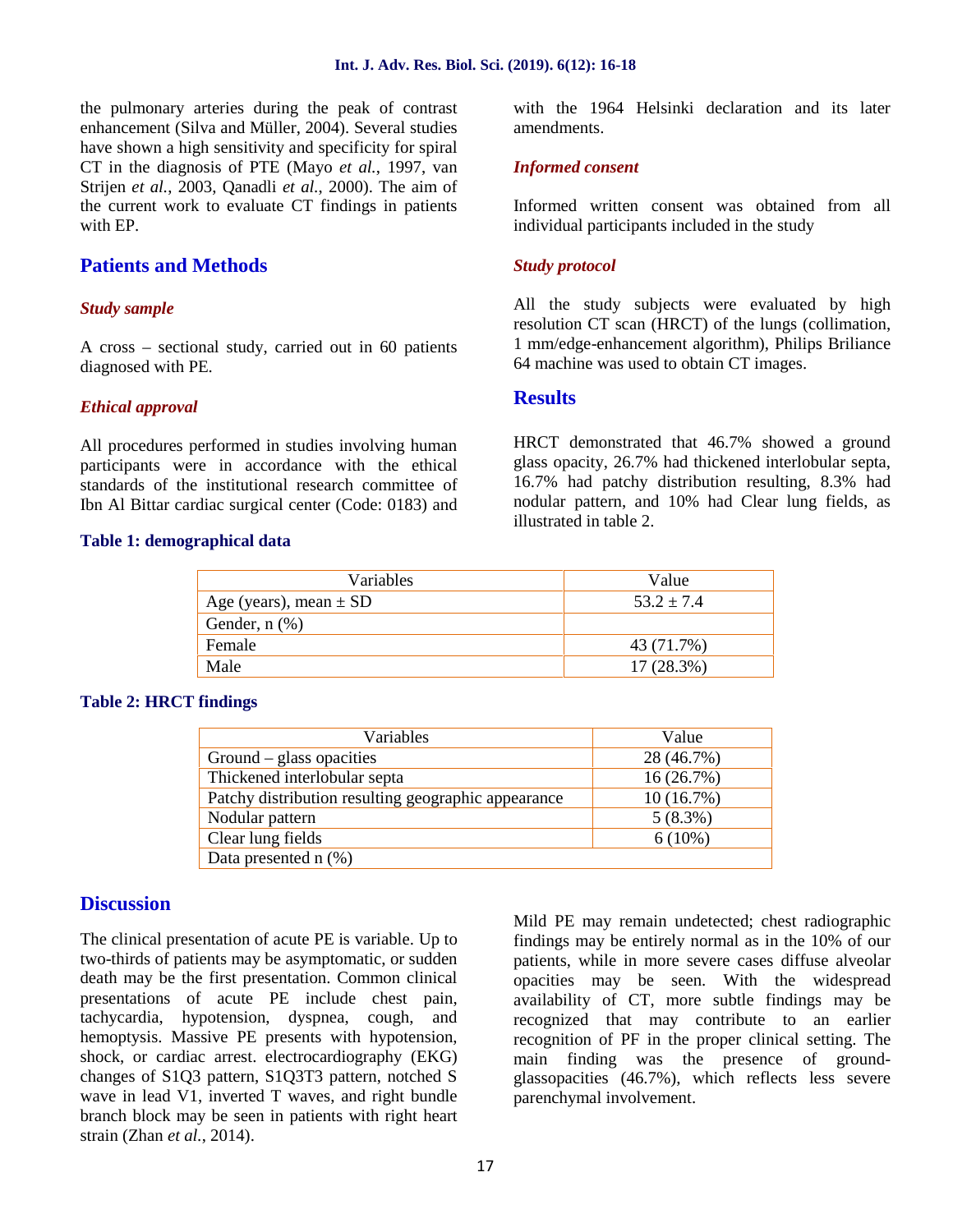the pulmonary arteries during the peak of contrast enhancement (Silva and Müller, 2004). Several studies have shown a high sensitivity and specificity for spiral CT in the diagnosis of PTE (Mayo *et al.*, 1997, van Strijen *et al.*, 2003, Qanadli *et al.*, 2000). The aim of the current work to evaluate CT findings in patients with EP.

## Patients and Methods

### *Study sample*

A cross – sectional study, carried out in 60 patients diagnosed with PE.

### *Ethical approval*

All procedures performed in studies involving human participants were in accordance with the ethical standards of the institutional research committee of Ibn Al Bittar cardiac surgical center (Code: 0183) and with the 1964 Helsinki declaration and its later amendments.

### *Informed consent*

Informed written consent was obtained from all individual participants included in the study

### *Study protocol*

All the study subjects were evaluated by high resolution CT scan (HRCT) of the lungs (collimation, 1 mm/edge-enhancement algorithm), Philips Briliance 64 machine was used to obtain CT images.

## Results

HRCT demonstrated that 46.7% showed a ground glass opacity, 26.7% had thickened interlobular septa, 16.7% had patchy distribution resulting, 8.3% had nodular pattern, and 10% had Clear lung fields, as illustrated in table 2.

**Table 1: demographical data**

| Variables | Value |
|---|---|
| Age (years), mean ± SD | 53.2 ± 7.4 |
| Gender, n (%) | |
| Female | 43 (71.7%) |
| Male | 17 (28.3%) |

**Table 2: HRCT findings**

| Variables | Value |
|---|---|
| Ground – glass opacities | 28 (46.7%) |
| Thickened interlobular septa | 16 (26.7%) |
| Patchy distribution resulting geographic appearance | 10 (16.7%) |
| Nodular pattern | 5 (8.3%) |
| Clear lung fields | 6 (10%) |
| Data presented n (%) | |

## Discussion

The clinical presentation of acute PE is variable. Up to two-thirds of patients may be asymptomatic, or sudden death may be the first presentation. Common clinical presentations of acute PE include chest pain, tachycardia, hypotension, dyspnea, cough, and hemoptysis. Massive PE presents with hypotension, shock, or cardiac arrest. electrocardiography (EKG) changes of S1Q3 pattern, S1Q3T3 pattern, notched S wave in lead V1, inverted T waves, and right bundle branch block may be seen in patients with right heart strain (Zhan *et al.*, 2014).

Mild PE may remain undetected; chest radiographic findings may be entirely normal as in the 10% of our patients, while in more severe cases diffuse alveolar opacities may be seen. With the widespread availability of CT, more subtle findings may be recognized that may contribute to an earlier recognition of PF in the proper clinical setting. The main finding was the presence of ground-glassopacities (46.7%), which reflects less severe parenchymal involvement.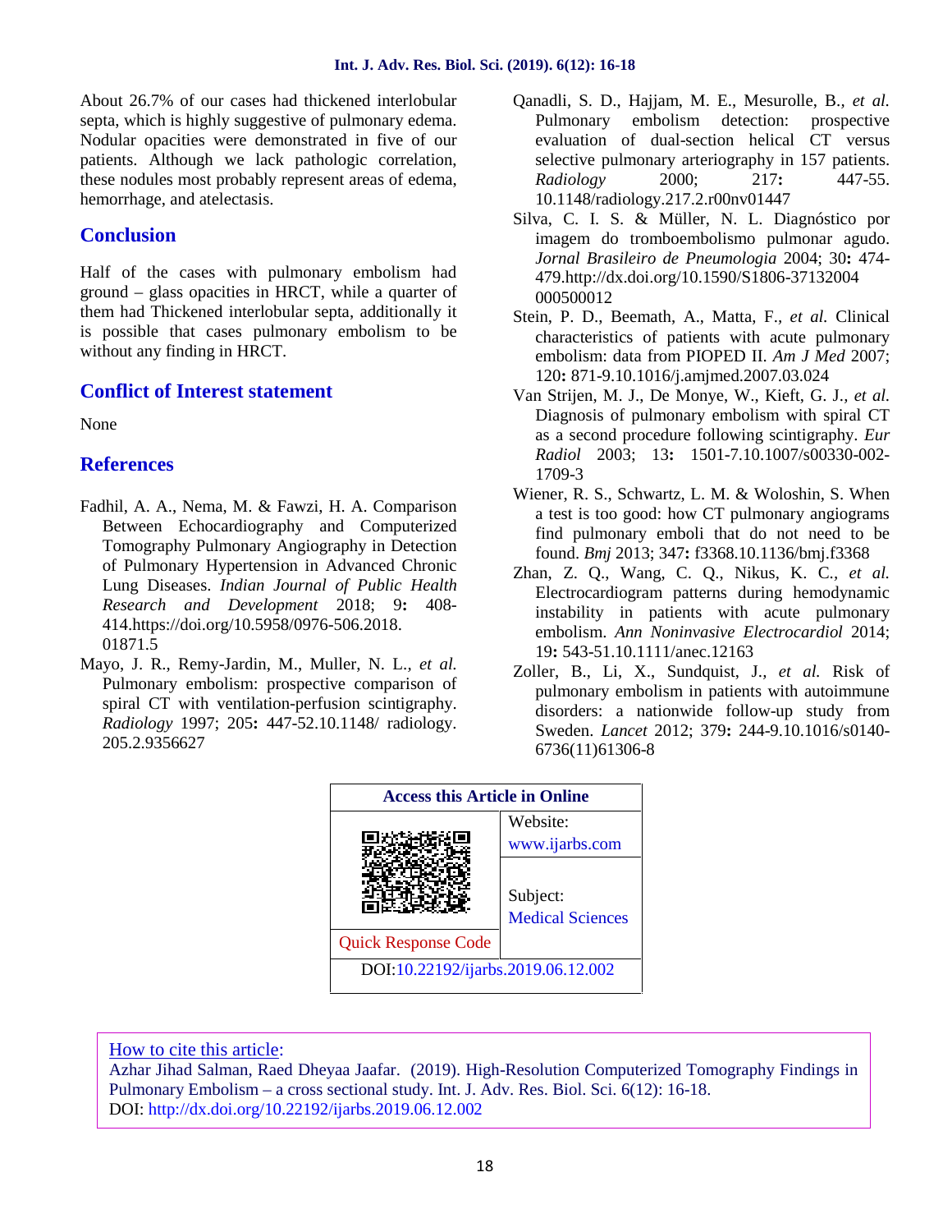About 26.7% of our cases had thickened interlobular septa, which is highly suggestive of pulmonary edema. Nodular opacities were demonstrated in five of our patients. Although we lack pathologic correlation, these nodules most probably represent areas of edema, hemorrhage, and atelectasis.

## Conclusion

Half of the cases with pulmonary embolism had ground – glass opacities in HRCT, while a quarter of them had Thickened interlobular septa, additionally it is possible that cases pulmonary embolism to be without any finding in HRCT.

## Conflict of Interest statement

None

## References

Fadhil, A. A., Nema, M. & Fawzi, H. A. Comparison Between Echocardiography and Computerized Tomography Pulmonary Angiography in Detection of Pulmonary Hypertension in Advanced Chronic Lung Diseases. *Indian Journal of Public Health Research and Development* 2018; 9**:** 408-414.https://doi.org/10.5958/0976-506.2018.01871.5

Mayo, J. R., Remy-Jardin, M., Muller, N. L., *et al.* Pulmonary embolism: prospective comparison of spiral CT with ventilation-perfusion scintigraphy. *Radiology* 1997; 205**:** 447-52.10.1148/ radiology.205.2.9356627

Qanadli, S. D., Hajjam, M. E., Mesurolle, B., *et al.* Pulmonary embolism detection: prospective evaluation of dual-section helical CT versus selective pulmonary arteriography in 157 patients. *Radiology* 2000; 217**:** 447-55. 10.1148/radiology.217.2.r00nv01447

Silva, C. I. S. & Müller, N. L. Diagnóstico por imagem do tromboembolismo pulmonar agudo. *Jornal Brasileiro de Pneumologia* 2004; 30**:** 474-479.http://dx.doi.org/10.1590/S1806-37132004000500012

Stein, P. D., Beemath, A., Matta, F., *et al.* Clinical characteristics of patients with acute pulmonary embolism: data from PIOPED II. *Am J Med* 2007; 120**:** 871-9.10.1016/j.amjmed.2007.03.024

Van Strijen, M. J., De Monye, W., Kieft, G. J., *et al.* Diagnosis of pulmonary embolism with spiral CT as a second procedure following scintigraphy. *Eur Radiol* 2003; 13**:** 1501-7.10.1007/s00330-002-1709-3

Wiener, R. S., Schwartz, L. M. & Woloshin, S. When a test is too good: how CT pulmonary angiograms find pulmonary emboli that do not need to be found. *Bmj* 2013; 347**:** f3368.10.1136/bmj.f3368

Zhan, Z. Q., Wang, C. Q., Nikus, K. C., *et al.* Electrocardiogram patterns during hemodynamic instability in patients with acute pulmonary embolism. *Ann Noninvasive Electrocardiol* 2014; 19**:** 543-51.10.1111/anec.12163

Zoller, B., Li, X., Sundquist, J., *et al.* Risk of pulmonary embolism in patients with autoimmune disorders: a nationwide follow-up study from Sweden. *Lancet* 2012; 379**:** 244-9.10.1016/s0140-6736(11)61306-8

| Access this Article in Online | |
|---|---|
| | Website: www.ijarbs.com |
| | Subject: Medical Sciences |
| Quick Response Code | |
| DOI:10.22192/ijarbs.2019.06.12.002 | |

How to cite this article:
Azhar Jihad Salman, Raed Dheyaa Jaafar. (2019). High-Resolution Computerized Tomography Findings in Pulmonary Embolism – a cross sectional study. Int. J. Adv. Res. Biol. Sci. 6(12): 16-18.
DOI: http://dx.doi.org/10.22192/ijarbs.2019.06.12.002